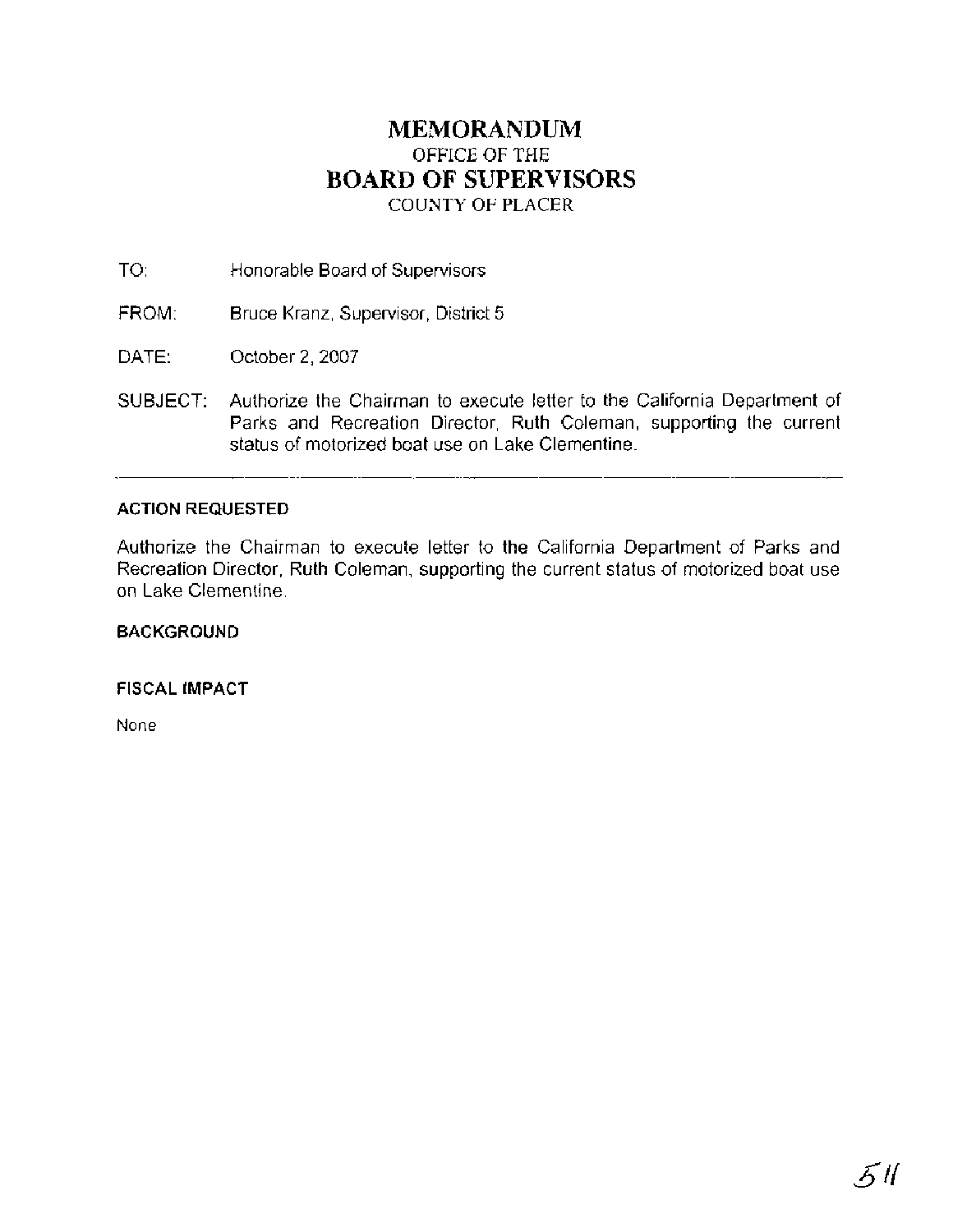# MEMORANDUM
OFFICE OF THE
## BOARD OF SUPERVISORS
COUNTY OF PLACER

TO: Honorable Board of Supervisors

FROM: Bruce Kranz, Supervisor, District 5

DATE: October 2, 2007

SUBJECT: Authorize the Chairman to execute letter to the California Department of Parks and Recreation Director, Ruth Coleman, supporting the current status of motorized boat use on Lake Clementine.

---

**ACTION REQUESTED**

Authorize the Chairman to execute letter to the California Department of Parks and Recreation Director, Ruth Coleman, supporting the current status of motorized boat use on Lake Clementine.

**BACKGROUND**

**FISCAL IMPACT**

None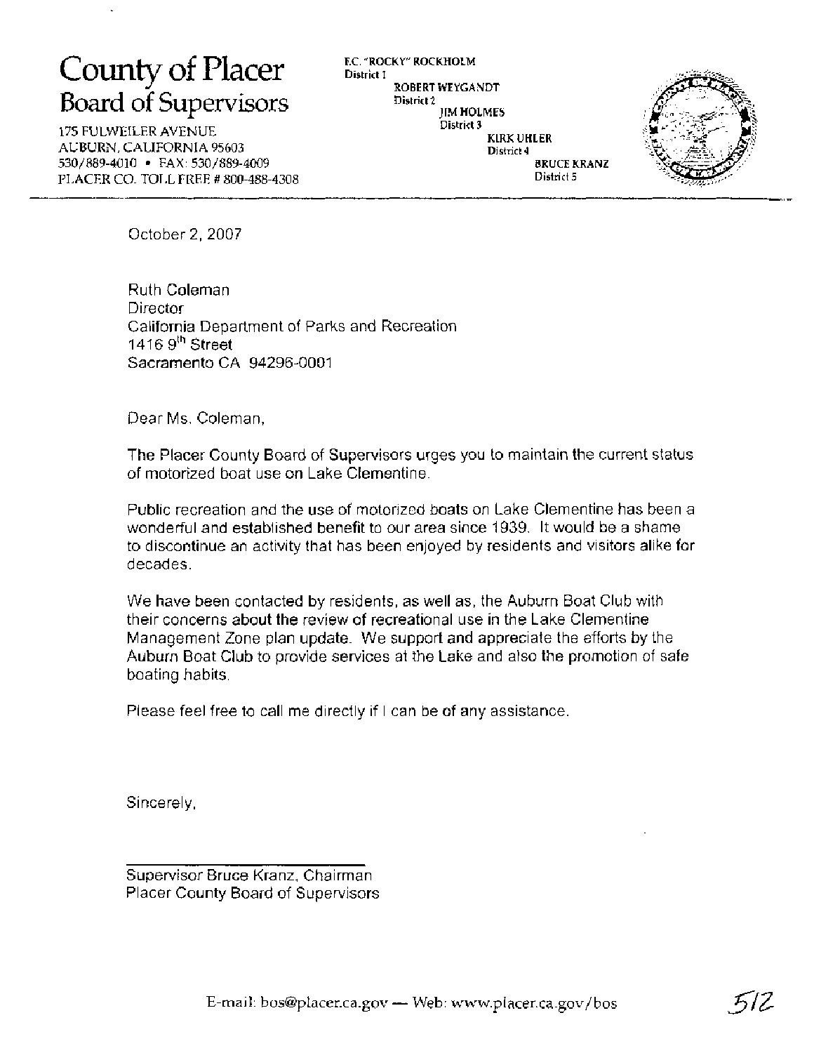# County of Placer
## Board of Supervisors

175 FULWEILER AVENUE
AUBURN, CALIFORNIA 95603
530/889-4010 • FAX: 530/889-4009
PLACER CO. TOLL FREE # 800-488-4308

F.C. "ROCKY" ROCKHOLM
District 1

ROBERT WEYGANDT
District 2

JIM HOLMES
District 3

KIRK UHLER
District 4

BRUCE KRANZ
District 5

---

October 2, 2007

Ruth Coleman
Director
California Department of Parks and Recreation
1416 9th Street
Sacramento CA 94296-0001

Dear Ms. Coleman,

The Placer County Board of Supervisors urges you to maintain the current status of motorized boat use on Lake Clementine.

Public recreation and the use of motorized boats on Lake Clementine has been a wonderful and established benefit to our area since 1939. It would be a shame to discontinue an activity that has been enjoyed by residents and visitors alike for decades.

We have been contacted by residents, as well as, the Auburn Boat Club with their concerns about the review of recreational use in the Lake Clementine Management Zone plan update. We support and appreciate the efforts by the Auburn Boat Club to provide services at the Lake and also the promotion of safe boating habits.

Please feel free to call me directly if I can be of any assistance.

Sincerely,

Supervisor Bruce Kranz, Chairman
Placer County Board of Supervisors

E-mail: bos@placer.ca.gov — Web: www.placer.ca.gov/bos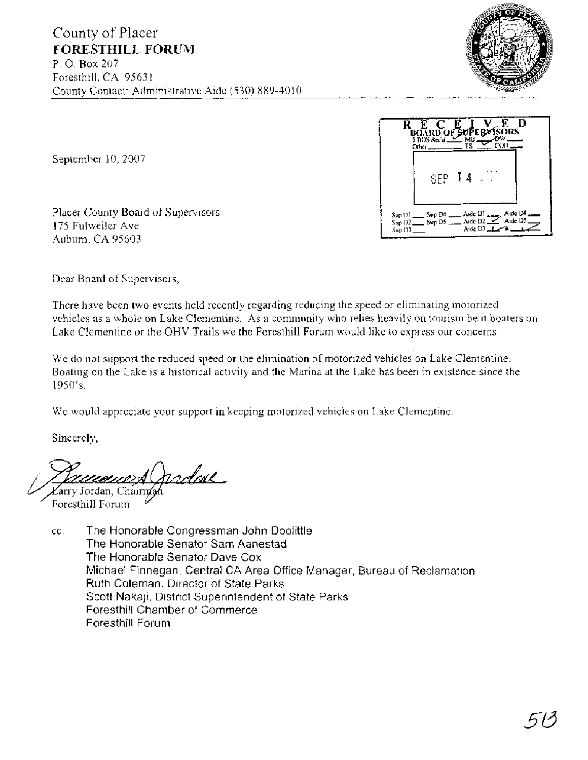County of Placer
**FORESTHILL FORUM**
P. O. Box 207
Foresthill, CA 95631
County Contact: Administrative Aide (530) 889-4010

RECEIVED
BOARD OF SUPERVISORS
SEP 14

September 10, 2007

Placer County Board of Supervisors
175 Fulweiler Ave
Auburn, CA 95603

Dear Board of Supervisors,

There have been two events held recently regarding reducing the speed or eliminating motorized vehicles as a whole on Lake Clementine. As a community who relies heavily on tourism be it boaters on Lake Clementine or the OHV Trails we the Foresthill Forum would like to express our concerns.

We do not support the reduced speed or the elimination of motorized vehicles on Lake Clementine. Boating on the Lake is a historical activity and the Marina at the Lake has been in existence since the 1950's.

We would appreciate your support in keeping motorized vehicles on Lake Clementine.

Sincerely,

Larry Jordan, Chairman
Foresthill Forum

cc: The Honorable Congressman John Doolittle
The Honorable Senator Sam Aanestad
The Honorable Senator Dave Cox
Michael Finnegan, Central CA Area Office Manager, Bureau of Reclamation
Ruth Coleman, Director of State Parks
Scott Nakaji, District Superintendent of State Parks
Foresthill Chamber of Commerce
Foresthill Forum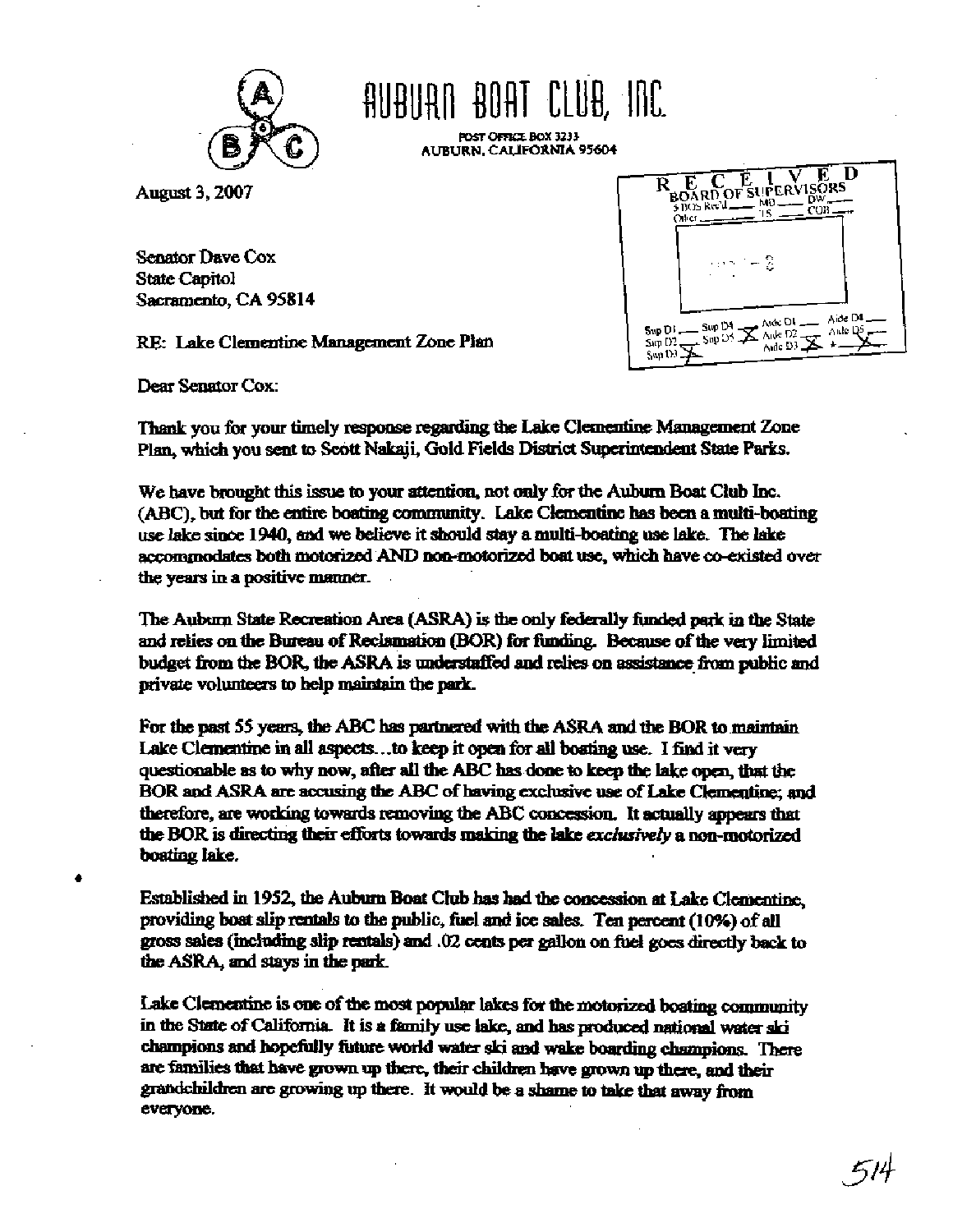# AUBURN BOAT CLUB, INC.

POST OFFICE BOX 3233
AUBURN, CALIFORNIA 95604

August 3, 2007

RECEIVED
BOARD OF SUPERVISORS

Senator Dave Cox
State Capitol
Sacramento, CA 95814

RE: Lake Clementine Management Zone Plan

Dear Senator Cox:

Thank you for your timely response regarding the Lake Clementine Management Zone Plan, which you sent to Scott Nakaji, Gold Fields District Superintendent State Parks.

We have brought this issue to your attention, not only for the Auburn Boat Club Inc. (ABC), but for the entire boating community. Lake Clementine has been a multi-boating use lake since 1940, and we believe it should stay a multi-boating use lake. The lake accommodates both motorized AND non-motorized boat use, which have co-existed over the years in a positive manner.

The Auburn State Recreation Area (ASRA) is the only federally funded park in the State and relies on the Bureau of Reclamation (BOR) for funding. Because of the very limited budget from the BOR, the ASRA is understaffed and relies on assistance from public and private volunteers to help maintain the park.

For the past 55 years, the ABC has partnered with the ASRA and the BOR to maintain Lake Clementine in all aspects...to keep it open for all boating use. I find it very questionable as to why now, after all the ABC has done to keep the lake open, that the BOR and ASRA are accusing the ABC of having exclusive use of Lake Clementine; and therefore, are working towards removing the ABC concession. It actually appears that the BOR is directing their efforts towards making the lake *exclusively* a non-motorized boating lake.

Established in 1952, the Auburn Boat Club has had the concession at Lake Clementine, providing boat slip rentals to the public, fuel and ice sales. Ten percent (10%) of all gross sales (including slip rentals) and .02 cents per gallon on fuel goes directly back to the ASRA, and stays in the park.

Lake Clementine is one of the most popular lakes for the motorized boating community in the State of California. It is a family use lake, and has produced national water ski champions and hopefully future world water ski and wake boarding champions. There are families that have grown up there, their children have grown up there, and their grandchildren are growing up there. It would be a shame to take that away from everyone.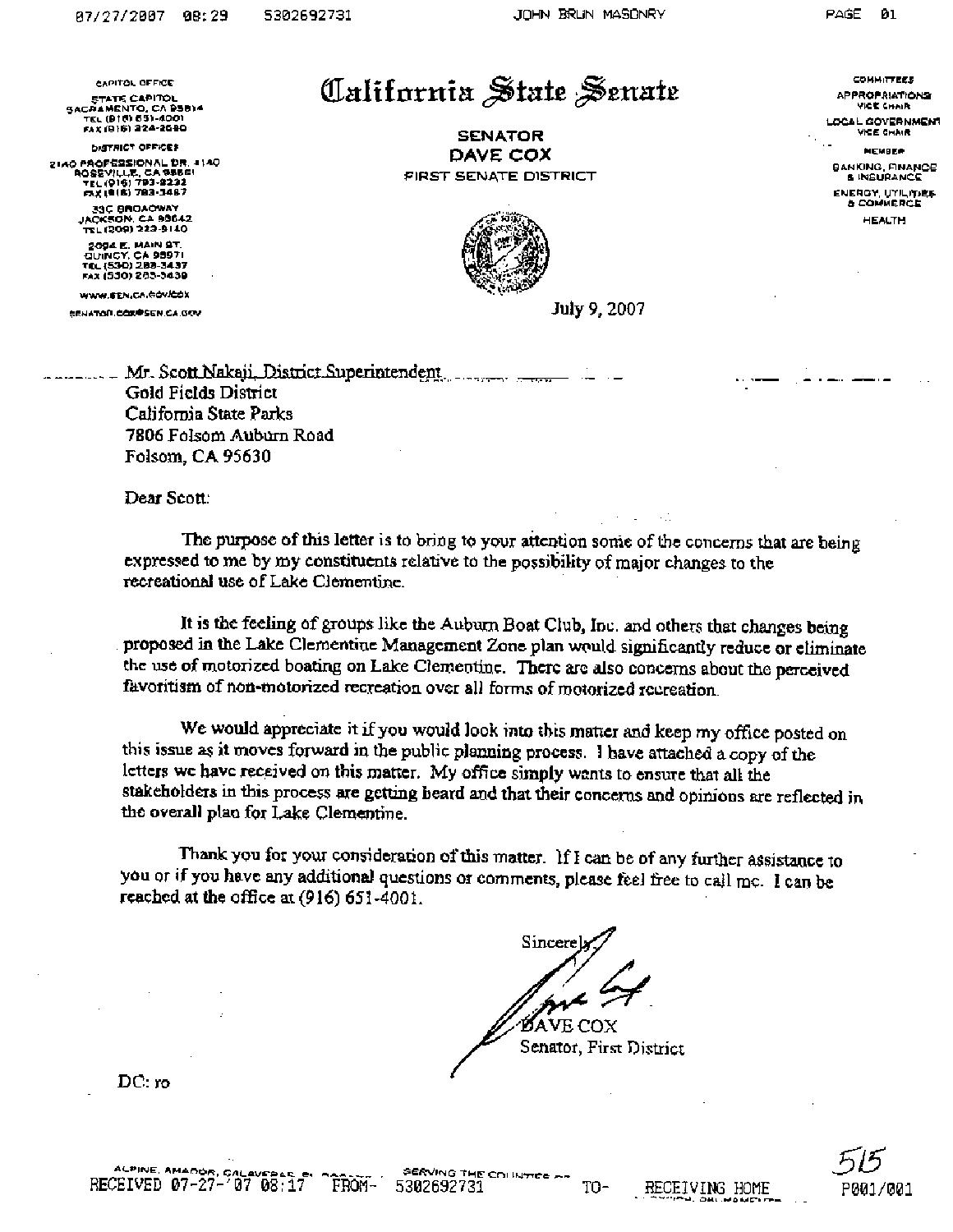# California State Senate

**SENATOR**
**DAVE COX**
FIRST SENATE DISTRICT

CAPITOL OFFICE
STATE CAPITOL
SACRAMENTO, CA 95814
TEL (916) 651-4001
FAX (916) 324-2680

DISTRICT OFFICES
2140 PROFESSIONAL DR. #140
ROSEVILLE, CA 95661
TEL (916) 783-8232
FAX (916) 783-3487

33C BROADWAY
JACKSON, CA 95642
TEL (209) 223-9140

2094 E. MAIN ST.
QUINCY, CA 95971
TEL (530) 283-3437
FAX (530) 283-3439

WWW.SEN.CA.GOV/COX
SENATOR.COX@SEN.CA.GOV

COMMITTEES
APPROPRIATIONS
VICE CHAIR
LOCAL GOVERNMENT
VICE CHAIR
MEMBER
BANKING, FINANCE & INSURANCE
ENERGY, UTILITIES & COMMERCE
HEALTH

July 9, 2007

Mr. Scott Nakaji, District Superintendent
Gold Fields District
California State Parks
7806 Folsom Auburn Road
Folsom, CA 95630

Dear Scott:

The purpose of this letter is to bring to your attention some of the concerns that are being expressed to me by my constituents relative to the possibility of major changes to the recreational use of Lake Clementine.

It is the feeling of groups like the Auburn Boat Club, Inc. and others that changes being proposed in the Lake Clementine Management Zone plan would significantly reduce or eliminate the use of motorized boating on Lake Clementine. There are also concerns about the perceived favoritism of non-motorized recreation over all forms of motorized recreation.

We would appreciate it if you would look into this matter and keep my office posted on this issue as it moves forward in the public planning process. I have attached a copy of the letters we have received on this matter. My office simply wants to ensure that all the stakeholders in this process are getting heard and that their concerns and opinions are reflected in the overall plan for Lake Clementine.

Thank you for your consideration of this matter. If I can be of any further assistance to you or if you have any additional questions or comments, please feel free to call me. I can be reached at the office at (916) 651-4001.

Sincerely,

DAVE COX
Senator, First District

DC: ro

ALPINE, AMADOR, CALAVERAS ... SERVING THE COUNTIES OF ...

515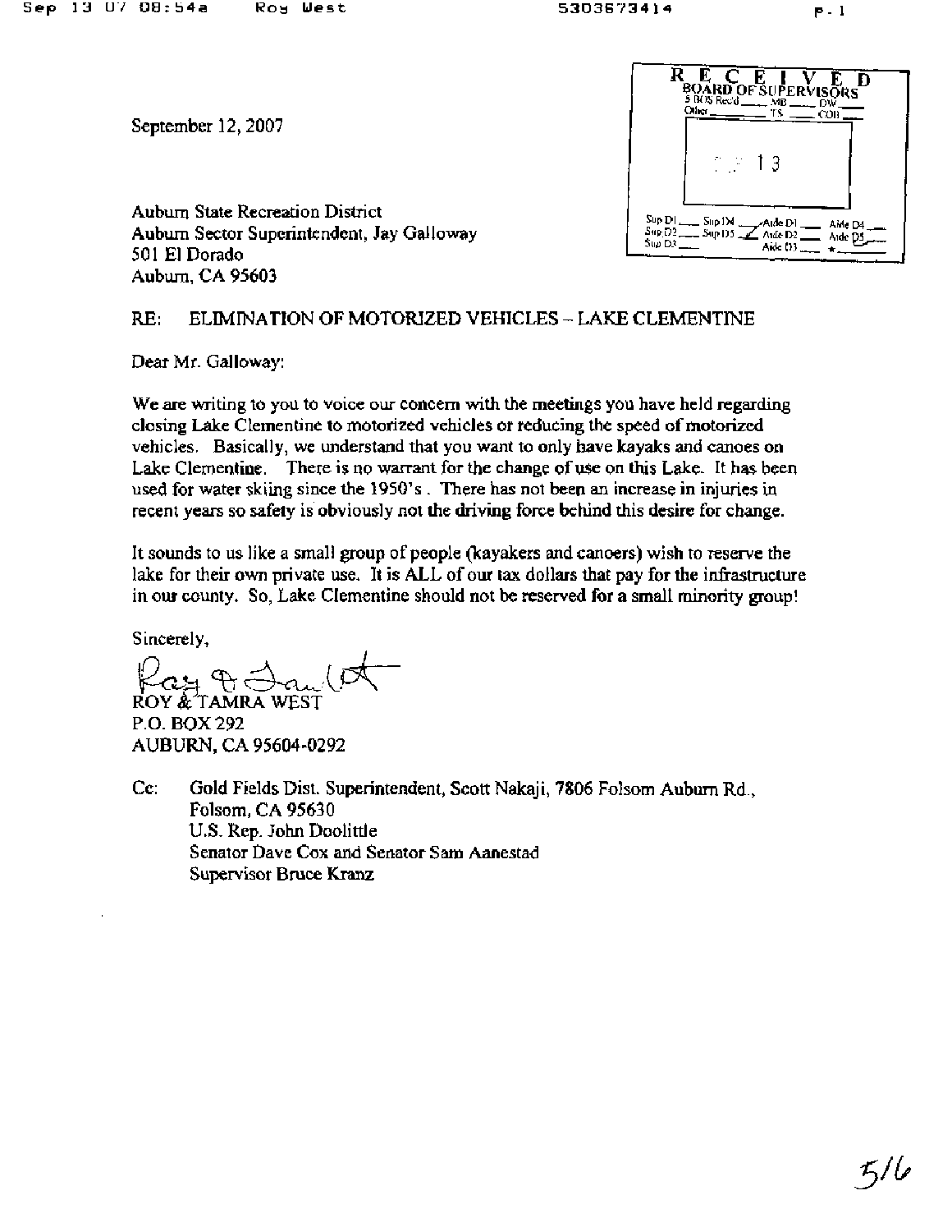September 12, 2007

RECEIVED
BOARD OF SUPERVISORS

Auburn State Recreation District
Auburn Sector Superintendent, Jay Galloway
501 El Dorado
Auburn, CA 95603

RE: ELIMINATION OF MOTORIZED VEHICLES – LAKE CLEMENTINE

Dear Mr. Galloway:

We are writing to you to voice our concern with the meetings you have held regarding closing Lake Clementine to motorized vehicles or reducing the speed of motorized vehicles. Basically, we understand that you want to only have kayaks and canoes on Lake Clementine. There is no warrant for the change of use on this Lake. It has been used for water skiing since the 1950's. There has not been an increase in injuries in recent years so safety is obviously not the driving force behind this desire for change.

It sounds to us like a small group of people (kayakers and canoers) wish to reserve the lake for their own private use. It is ALL of our tax dollars that pay for the infrastructure in our county. So, Lake Clementine should not be reserved for a small minority group!

Sincerely,

ROY & TAMRA WEST
P.O. BOX 292
AUBURN, CA 95604-0292

Cc: Gold Fields Dist. Superintendent, Scott Nakaji, 7806 Folsom Auburn Rd., Folsom, CA 95630
U.S. Rep. John Doolittle
Senator Dave Cox and Senator Sam Aanestad
Supervisor Bruce Kranz